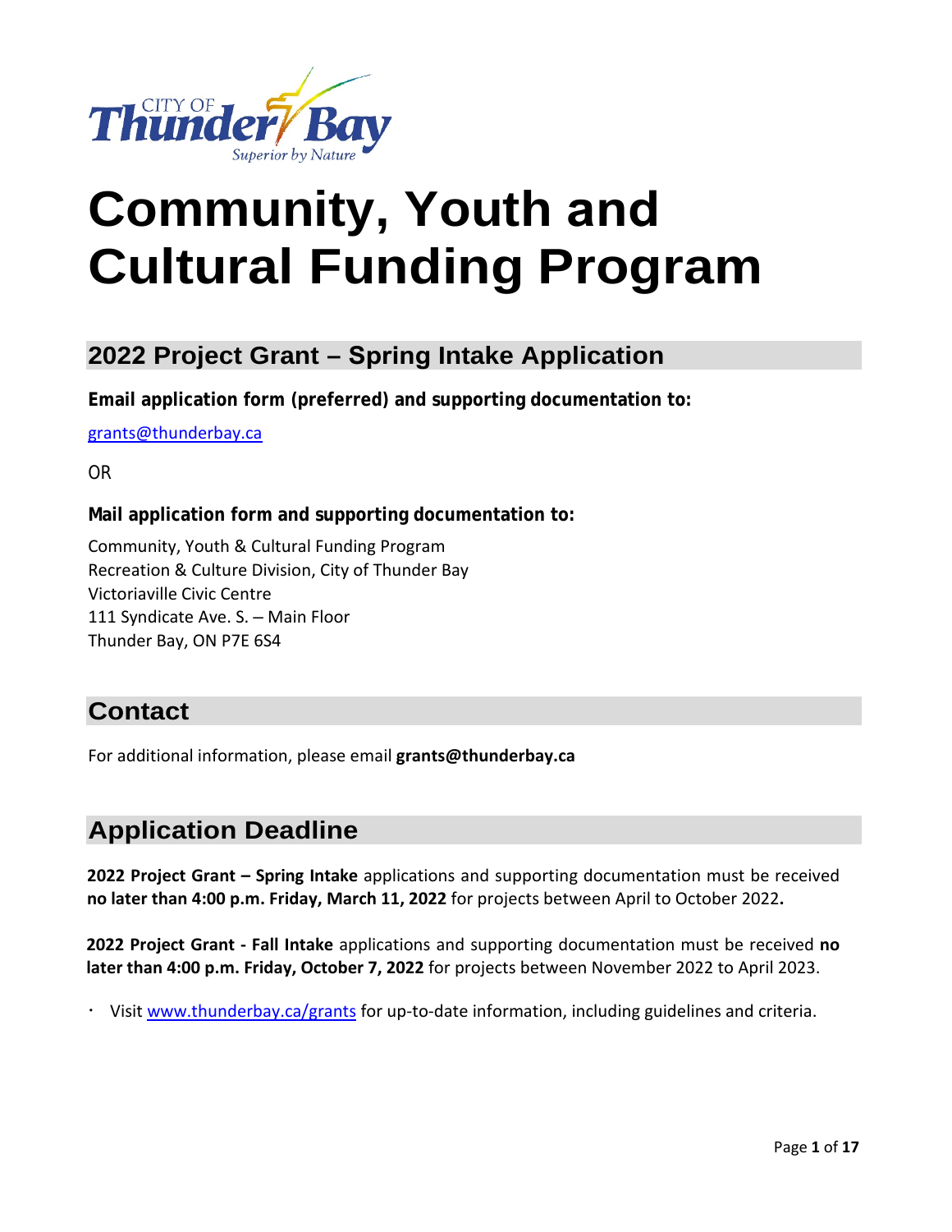# Community, Youth and Cultural Funding Program

## 2022 Project Grant – Spring Intake Application

**Email application form (preferred) and supporting documentation to:**

grants@thunderbay.ca

OR

**Mail application form and supporting documentation to:**

Community, Youth & Cultural Funding Program
Recreation & Culture Division, City of Thunder Bay
Victoriaville Civic Centre
111 Syndicate Ave. S. – Main Floor
Thunder Bay, ON P7E 6S4

## Contact

For additional information, please email **grants@thunderbay.ca**

## Application Deadline

**2022 Project Grant – Spring Intake** applications and supporting documentation must be received **no later than 4:00 p.m. Friday, March 11, 2022** for projects between April to October 2022**.**

**2022 Project Grant - Fall Intake** applications and supporting documentation must be received **no later than 4:00 p.m. Friday, October 7, 2022** for projects between November 2022 to April 2023.

- Visit www.thunderbay.ca/grants for up-to-date information, including guidelines and criteria.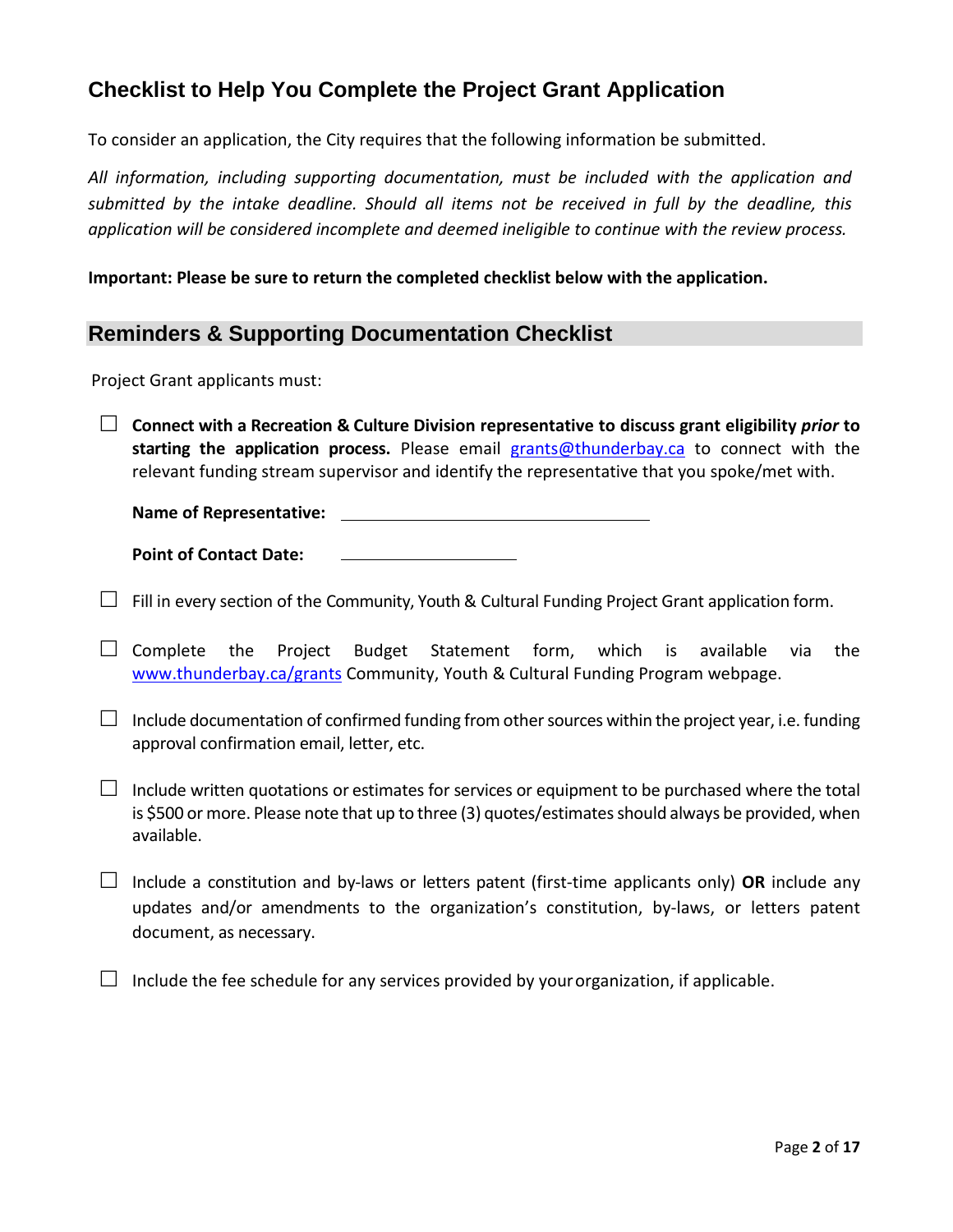## Checklist to Help You Complete the Project Grant Application

To consider an application, the City requires that the following information be submitted.

*All information, including supporting documentation, must be included with the application and submitted by the intake deadline. Should all items not be received in full by the deadline, this application will be considered incomplete and deemed ineligible to continue with the review process.*

**Important: Please be sure to return the completed checklist below with the application.**

## Reminders & Supporting Documentation Checklist

Project Grant applicants must:

- ☐ **Connect with a Recreation & Culture Division representative to discuss grant eligibility *prior* to starting the application process.** Please email grants@thunderbay.ca to connect with the relevant funding stream supervisor and identify the representative that you spoke/met with.

  **Name of Representative:** ______________________________

  **Point of Contact Date:** ________________

- ☐ Fill in every section of the Community, Youth & Cultural Funding Project Grant application form.

- ☐ Complete the Project Budget Statement form, which is available via the www.thunderbay.ca/grants Community, Youth & Cultural Funding Program webpage.

- ☐ Include documentation of confirmed funding from other sources within the project year, i.e. funding approval confirmation email, letter, etc.

- ☐ Include written quotations or estimates for services or equipment to be purchased where the total is $500 or more. Please note that up to three (3) quotes/estimates should always be provided, when available.

- ☐ Include a constitution and by-laws or letters patent (first-time applicants only) **OR** include any updates and/or amendments to the organization's constitution, by-laws, or letters patent document, as necessary.

- ☐ Include the fee schedule for any services provided by your organization, if applicable.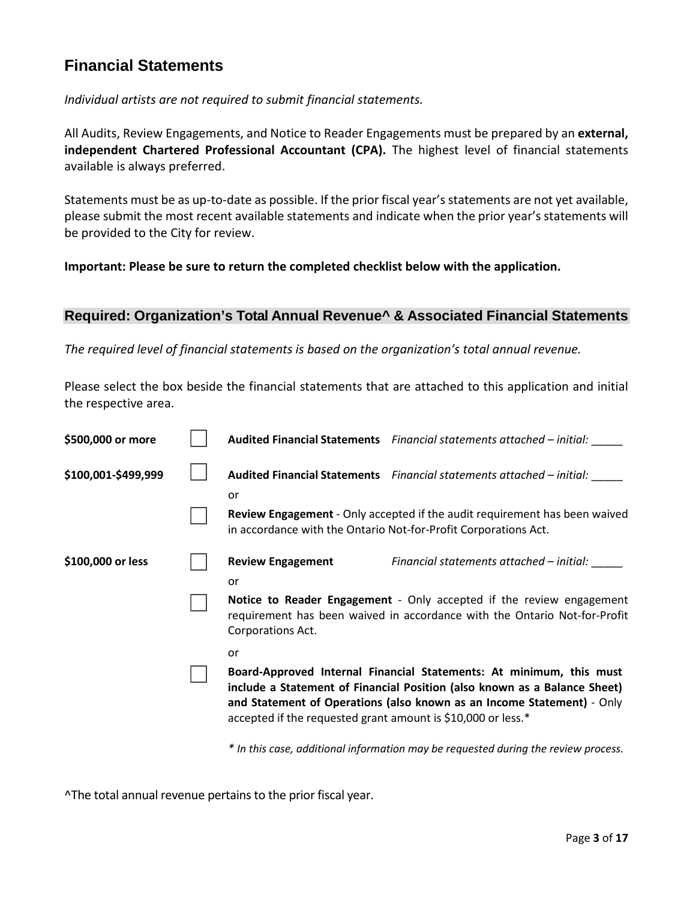## Financial Statements

*Individual artists are not required to submit financial statements.*

All Audits, Review Engagements, and Notice to Reader Engagements must be prepared by an **external, independent Chartered Professional Accountant (CPA).** The highest level of financial statements available is always preferred.

Statements must be as up-to-date as possible. If the prior fiscal year's statements are not yet available, please submit the most recent available statements and indicate when the prior year's statements will be provided to the City for review.

**Important: Please be sure to return the completed checklist below with the application.**

### Required: Organization's Total Annual Revenue^ & Associated Financial Statements

*The required level of financial statements is based on the organization's total annual revenue.*

Please select the box beside the financial statements that are attached to this application and initial the respective area.

**$500,000 or more**

☐ **Audited Financial Statements** *Financial statements attached – initial:* _____

**$100,001-$499,999**

☐ **Audited Financial Statements** *Financial statements attached – initial:* _____

or

☐ **Review Engagement** - Only accepted if the audit requirement has been waived in accordance with the Ontario Not-for-Profit Corporations Act.

**$100,000 or less**

☐ **Review Engagement** *Financial statements attached – initial:* _____

or

☐ **Notice to Reader Engagement** - Only accepted if the review engagement requirement has been waived in accordance with the Ontario Not-for-Profit Corporations Act.

or

☐ **Board-Approved Internal Financial Statements: At minimum, this must include a Statement of Financial Position (also known as a Balance Sheet) and Statement of Operations (also known as an Income Statement)** - Only accepted if the requested grant amount is $10,000 or less.*

*\* In this case, additional information may be requested during the review process.*

^The total annual revenue pertains to the prior fiscal year.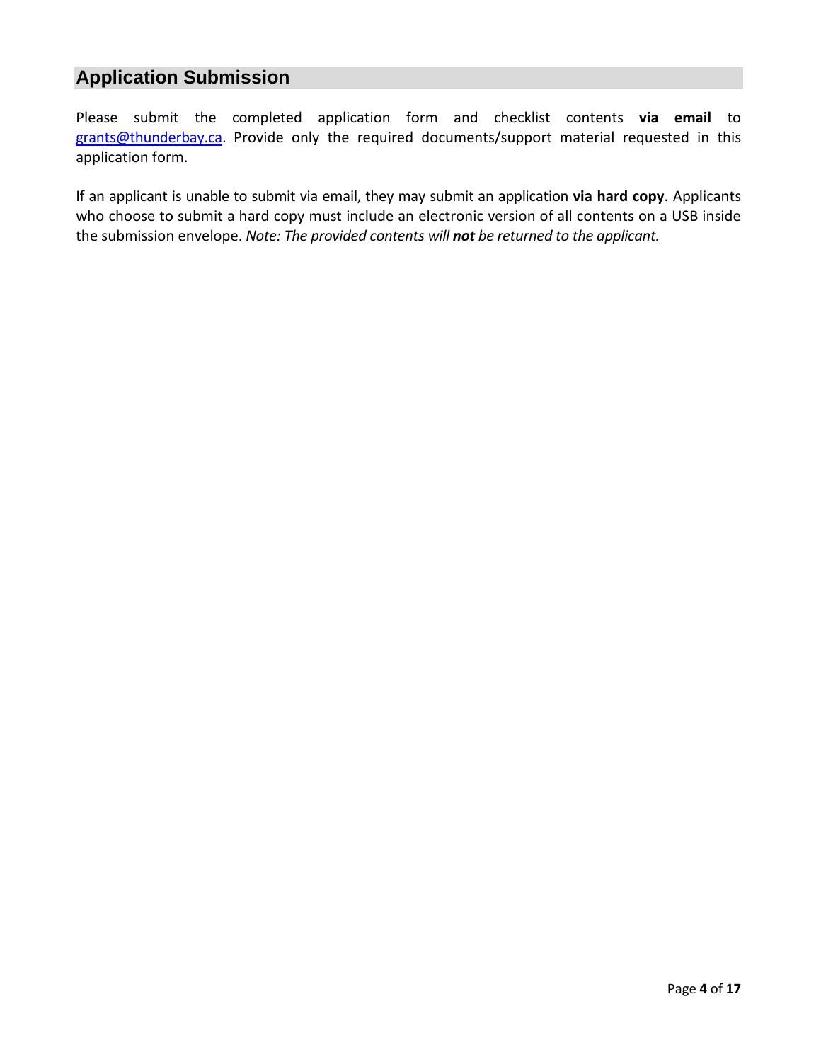## Application Submission

Please submit the completed application form and checklist contents **via email** to grants@thunderbay.ca. Provide only the required documents/support material requested in this application form.

If an applicant is unable to submit via email, they may submit an application **via hard copy**. Applicants who choose to submit a hard copy must include an electronic version of all contents on a USB inside the submission envelope. *Note: The provided contents will **not** be returned to the applicant.*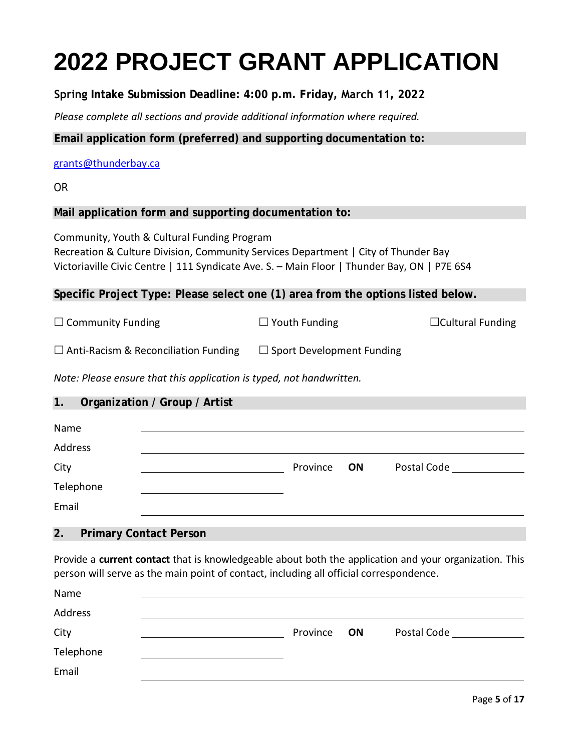# 2022 PROJECT GRANT APPLICATION

**Spring Intake Submission Deadline: 4:00 p.m. Friday, March 11, 2022**

*Please complete all sections and provide additional information where required.*

**Email application form (preferred) and supporting documentation to:**

grants@thunderbay.ca

OR

**Mail application form and supporting documentation to:**

Community, Youth & Cultural Funding Program
Recreation & Culture Division, Community Services Department | City of Thunder Bay
Victoriaville Civic Centre | 111 Syndicate Ave. S. – Main Floor | Thunder Bay, ON | P7E 6S4

**Specific Project Type: Please select one (1) area from the options listed below.**

☐ Community Funding ☐ Youth Funding ☐ Cultural Funding

☐ Anti-Racism & Reconciliation Funding ☐ Sport Development Funding

*Note: Please ensure that this application is typed, not handwritten.*

## 1. Organization / Group / Artist

Name ______________________________

Address ______________________________

City ______________ Province **ON** Postal Code __________

Telephone ______________

Email ______________________________

## 2. Primary Contact Person

Provide a **current contact** that is knowledgeable about both the application and your organization. This person will serve as the main point of contact, including all official correspondence.

Name ______________________________

Address ______________________________

City ______________ Province **ON** Postal Code __________

Telephone ______________

Email ______________________________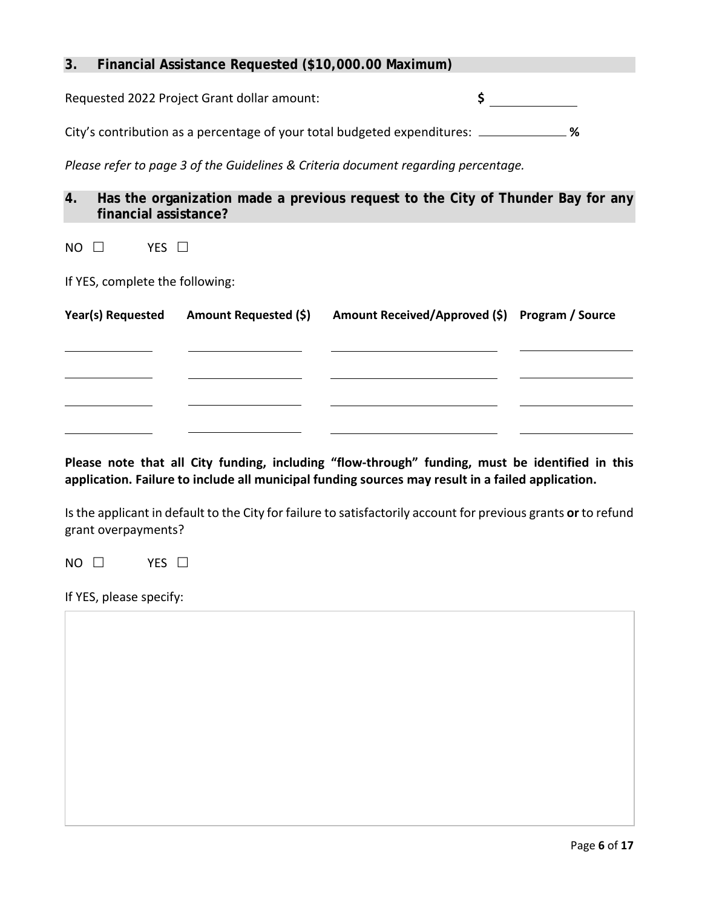## 3. Financial Assistance Requested ($10,000.00 Maximum)

Requested 2022 Project Grant dollar amount: **$** ____________

City's contribution as a percentage of your total budgeted expenditures: ____________ **%**

*Please refer to page 3 of the Guidelines & Criteria document regarding percentage.*

## 4. Has the organization made a previous request to the City of Thunder Bay for any financial assistance?

NO ☐ YES ☐

If YES, complete the following:

| Year(s) Requested | Amount Requested ($) | Amount Received/Approved ($) | Program / Source |
|---|---|---|---|
| | | | |
| | | | |
| | | | |
| | | | |

**Please note that all City funding, including "flow-through" funding, must be identified in this application. Failure to include all municipal funding sources may result in a failed application.**

Is the applicant in default to the City for failure to satisfactorily account for previous grants **or** to refund grant overpayments?

NO ☐ YES ☐

If YES, please specify: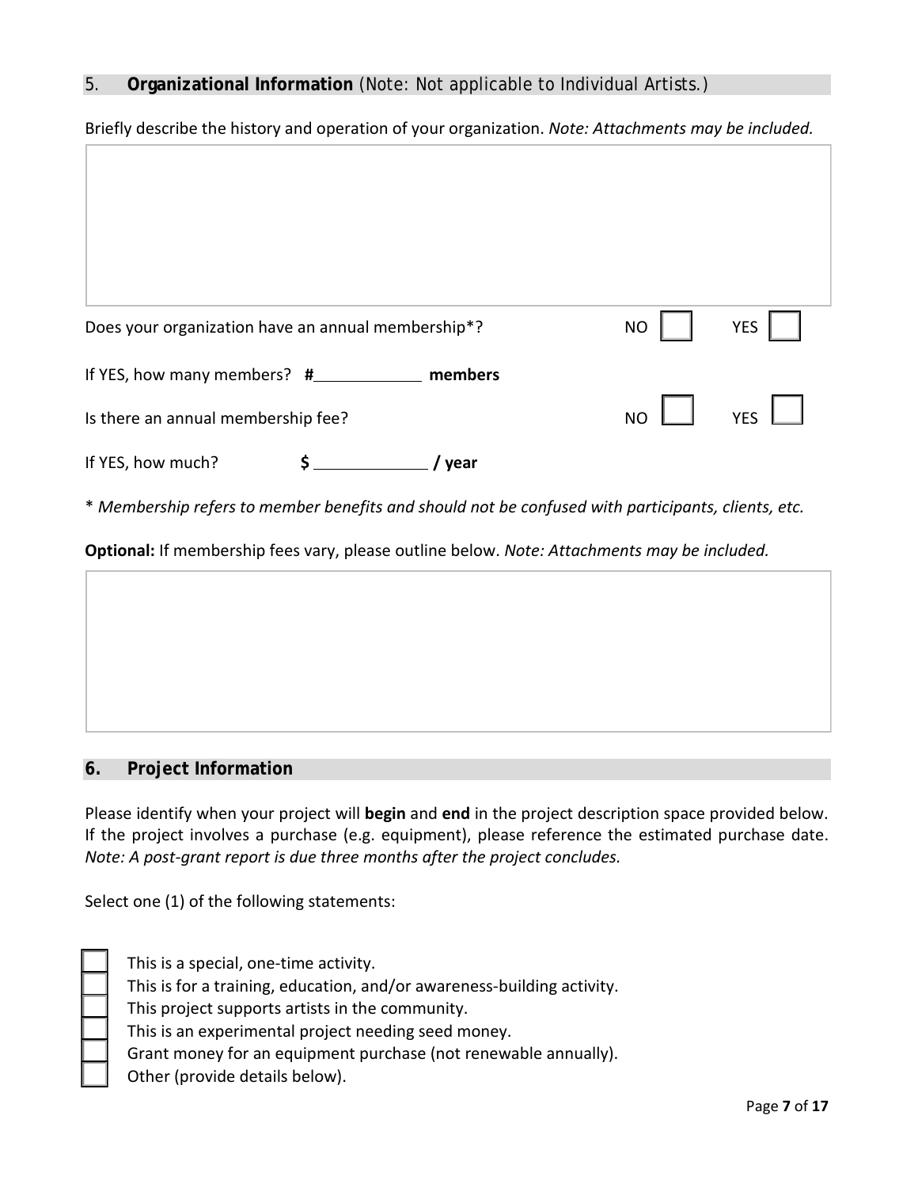## 5. **Organizational Information** (Note: Not applicable to Individual Artists.)

Briefly describe the history and operation of your organization. *Note: Attachments may be included.*

Does your organization have an annual membership*? NO ☐ YES ☐

If YES, how many members? **#\_\_\_\_\_\_\_\_\_\_\_\_ members**

Is there an annual membership fee? NO ☐ YES ☐

If YES, how much? **$ \_\_\_\_\_\_\_\_\_\_\_\_ / year**

* *Membership refers to member benefits and should not be confused with participants, clients, etc.*

**Optional:** If membership fees vary, please outline below. *Note: Attachments may be included.*

## 6. **Project Information**

Please identify when your project will **begin** and **end** in the project description space provided below. If the project involves a purchase (e.g. equipment), please reference the estimated purchase date. *Note: A post-grant report is due three months after the project concludes.*

Select one (1) of the following statements:

- ☐ This is a special, one-time activity.
- ☐ This is for a training, education, and/or awareness-building activity.
- ☐ This project supports artists in the community.
- ☐ This is an experimental project needing seed money.
- ☐ Grant money for an equipment purchase (not renewable annually).
- ☐ Other (provide details below).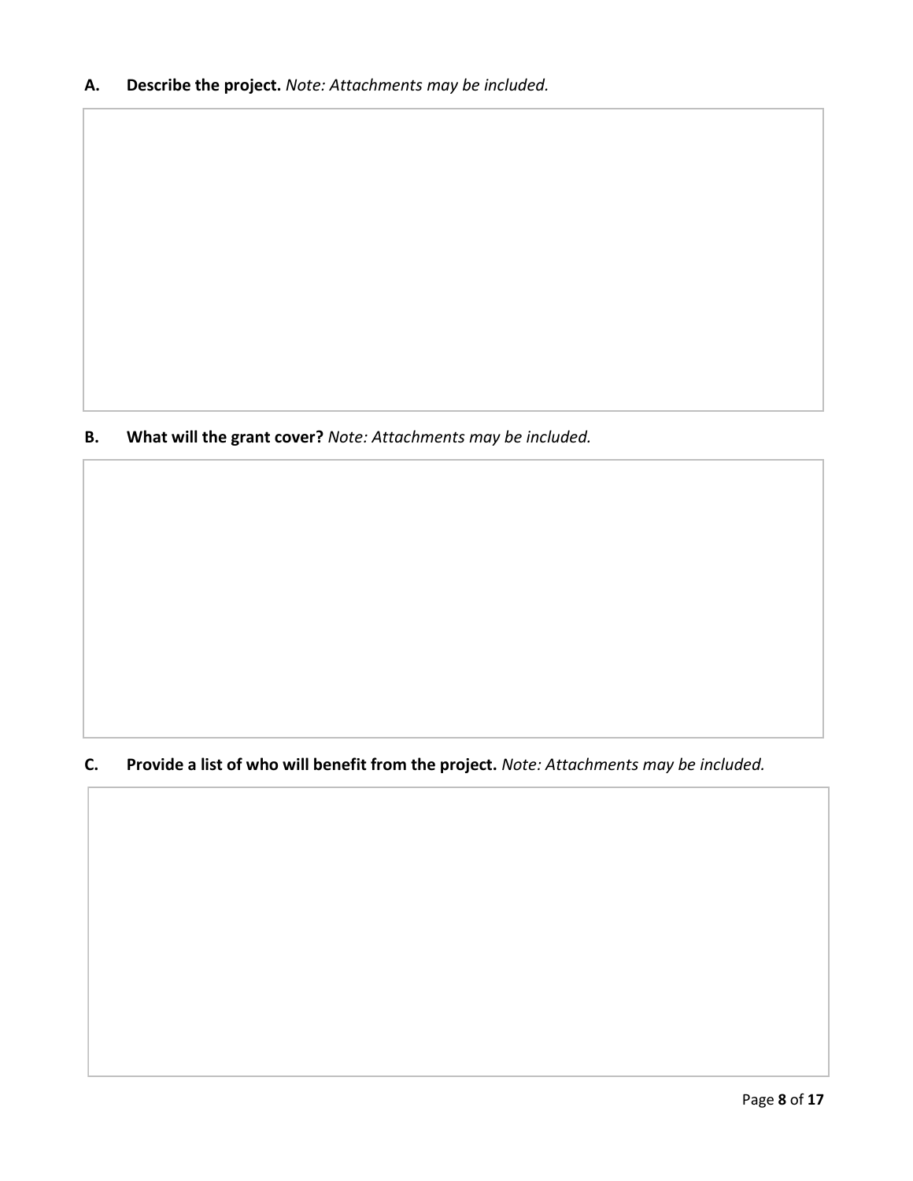**A. Describe the project.** *Note: Attachments may be included.*

**B. What will the grant cover?** *Note: Attachments may be included.*

**C. Provide a list of who will benefit from the project.** *Note: Attachments may be included.*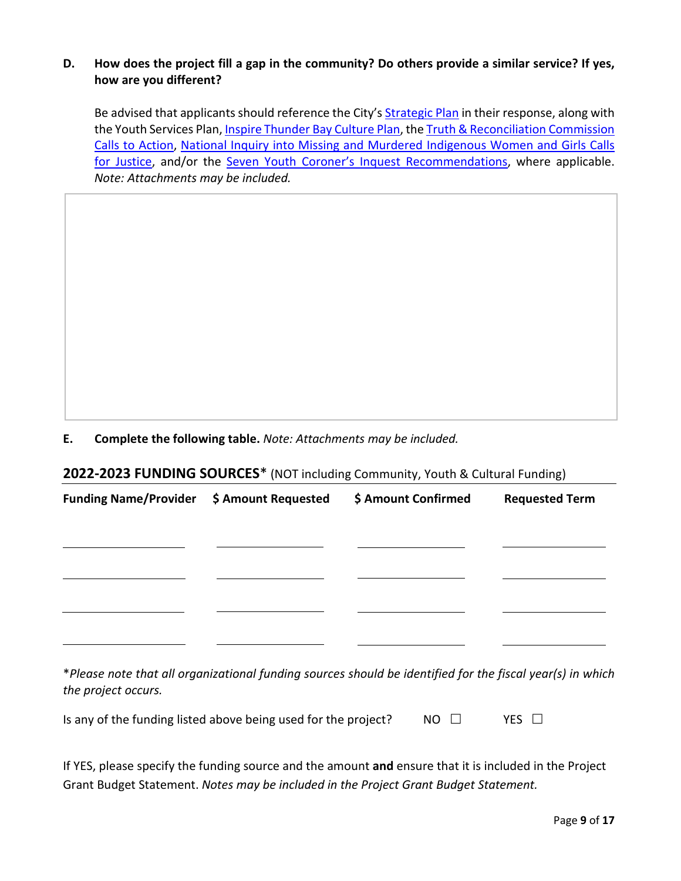**D. How does the project fill a gap in the community? Do others provide a similar service? If yes, how are you different?**

Be advised that applicants should reference the City's Strategic Plan in their response, along with the Youth Services Plan, Inspire Thunder Bay Culture Plan, the Truth & Reconciliation Commission Calls to Action, National Inquiry into Missing and Murdered Indigenous Women and Girls Calls for Justice, and/or the Seven Youth Coroner's Inquest Recommendations, where applicable. *Note: Attachments may be included.*

**E. Complete the following table.** *Note: Attachments may be included.*

## 2022-2023 FUNDING SOURCES* (NOT including Community, Youth & Cultural Funding)

| Funding Name/Provider | $ Amount Requested | $ Amount Confirmed | Requested Term |
|---|---|---|---|
| | | | |
| | | | |
| | | | |
| | | | |

**Please note that all organizational funding sources should be identified for the fiscal year(s) in which the project occurs.*

Is any of the funding listed above being used for the project? NO ☐ YES ☐

If YES, please specify the funding source and the amount **and** ensure that it is included in the Project Grant Budget Statement. *Notes may be included in the Project Grant Budget Statement.*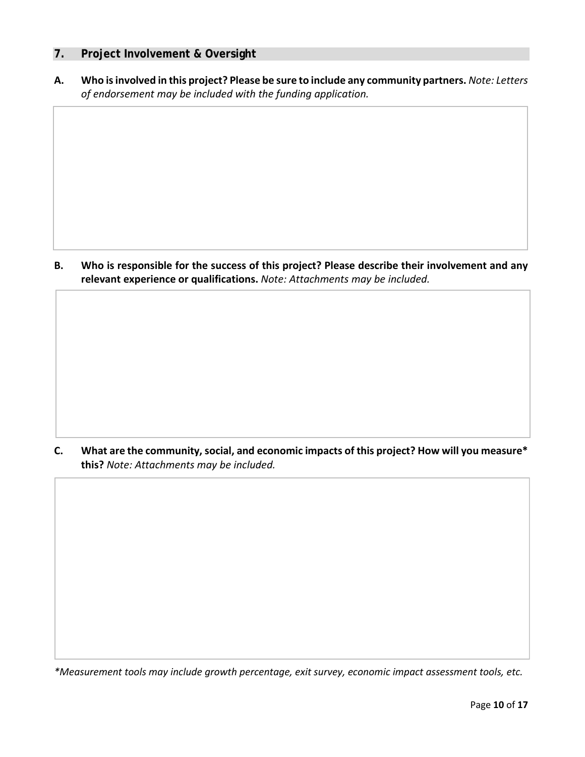## 7. Project Involvement & Oversight

**A. Who is involved in this project? Please be sure to include any community partners.** *Note: Letters of endorsement may be included with the funding application.*

**B. Who is responsible for the success of this project? Please describe their involvement and any relevant experience or qualifications.** *Note: Attachments may be included.*

**C. What are the community, social, and economic impacts of this project? How will you measure* this?** *Note: Attachments may be included.*

*\*Measurement tools may include growth percentage, exit survey, economic impact assessment tools, etc.*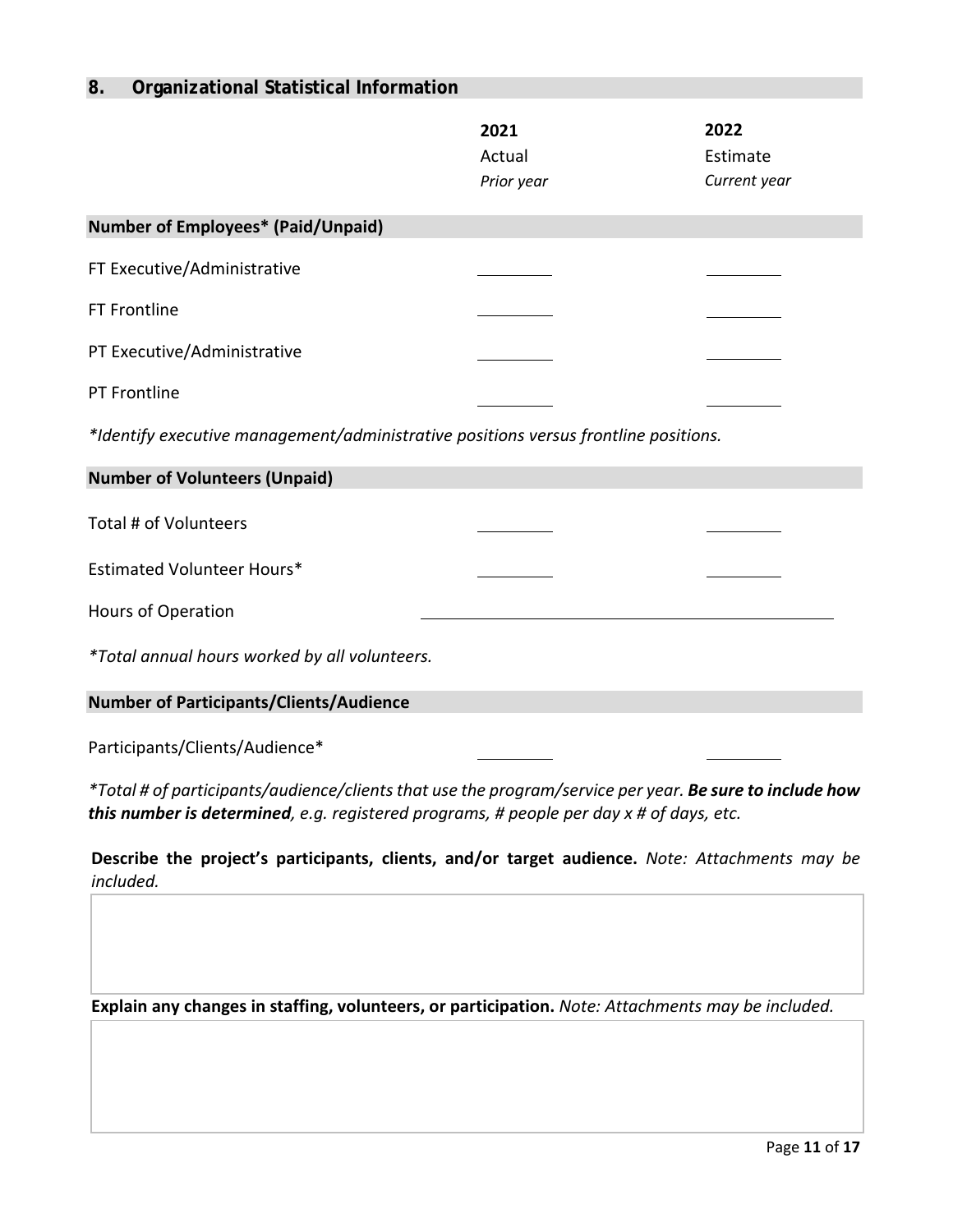## 8. Organizational Statistical Information

| | 2021<br>Actual<br>*Prior year* | 2022<br>Estimate<br>*Current year* |
|---|---|---|
| **Number of Employees* (Paid/Unpaid)** | | |
| FT Executive/Administrative | ________ | ________ |
| FT Frontline | ________ | ________ |
| PT Executive/Administrative | ________ | ________ |
| PT Frontline | ________ | ________ |

**Number of Employees* (Paid/Unpaid)**

*\*Identify executive management/administrative positions versus frontline positions.*

**Number of Volunteers (Unpaid)**

| | 2021 | 2022 |
|---|---|---|
| Total # of Volunteers | ________ | ________ |
| Estimated Volunteer Hours* | ________ | ________ |

Hours of Operation ________________________________________

*\*Total annual hours worked by all volunteers.*

**Number of Participants/Clients/Audience**

| | 2021 | 2022 |
|---|---|---|
| Participants/Clients/Audience* | ________ | ________ |

*\*Total # of participants/audience/clients that use the program/service per year.* ***Be sure to include how this number is determined****, e.g. registered programs, # people per day x # of days, etc.*

**Describe the project's participants, clients, and/or target audience.** *Note: Attachments may be included.*

**Explain any changes in staffing, volunteers, or participation.** *Note: Attachments may be included.*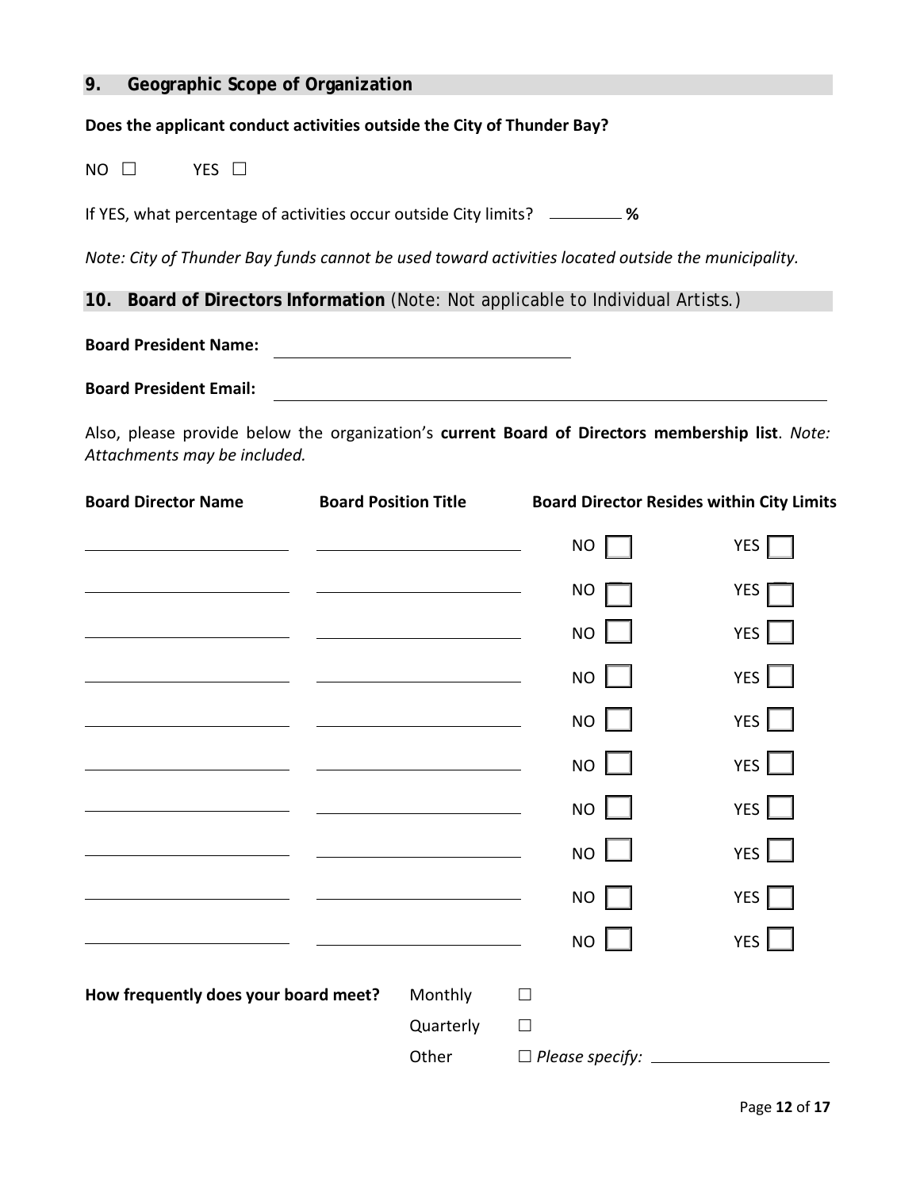## 9. Geographic Scope of Organization

**Does the applicant conduct activities outside the City of Thunder Bay?**

NO ☐ YES ☐

If YES, what percentage of activities occur outside City limits? ________ **%**

*Note: City of Thunder Bay funds cannot be used toward activities located outside the municipality.*

## 10. Board of Directors Information (Note: Not applicable to Individual Artists.)

**Board President Name:** ______________________________

**Board President Email:** ______________________________

Also, please provide below the organization's **current Board of Directors membership list**. *Note: Attachments may be included.*

| Board Director Name | Board Position Title | Board Director Resides within City Limits | |
|---|---|---|---|
| | | NO ☐ | YES ☐ |
| | | NO ☐ | YES ☐ |
| | | NO ☐ | YES ☐ |
| | | NO ☐ | YES ☐ |
| | | NO ☐ | YES ☐ |
| | | NO ☐ | YES ☐ |
| | | NO ☐ | YES ☐ |
| | | NO ☐ | YES ☐ |
| | | NO ☐ | YES ☐ |
| | | NO ☐ | YES ☐ |

**How frequently does your board meet?**

- Monthly ☐
- Quarterly ☐
- Other ☐ *Please specify:* ______________________________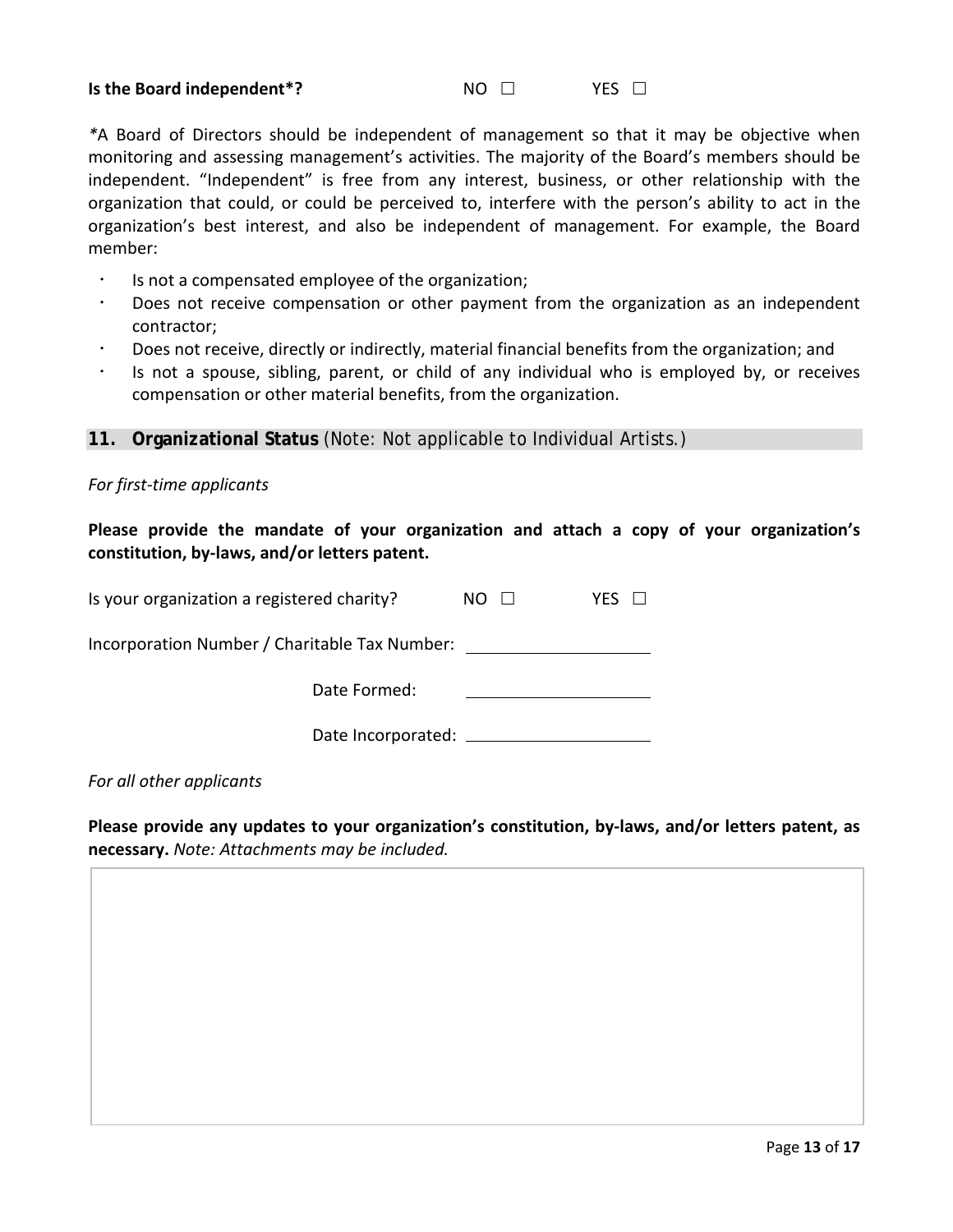**Is the Board independent*?** NO ☐ YES ☐

*A Board of Directors should be independent of management so that it may be objective when monitoring and assessing management's activities. The majority of the Board's members should be independent. "Independent" is free from any interest, business, or other relationship with the organization that could, or could be perceived to, interfere with the person's ability to act in the organization's best interest, and also be independent of management. For example, the Board member:

- Is not a compensated employee of the organization;
- Does not receive compensation or other payment from the organization as an independent contractor;
- Does not receive, directly or indirectly, material financial benefits from the organization; and
- Is not a spouse, sibling, parent, or child of any individual who is employed by, or receives compensation or other material benefits, from the organization.

## 11. Organizational Status (Note: Not applicable to Individual Artists.)

*For first-time applicants*

**Please provide the mandate of your organization and attach a copy of your organization's constitution, by-laws, and/or letters patent.**

Is your organization a registered charity? NO ☐ YES ☐

Incorporation Number / Charitable Tax Number: ____________________

Date Formed: ____________________

Date Incorporated: ____________________

*For all other applicants*

**Please provide any updates to your organization's constitution, by-laws, and/or letters patent, as necessary.** *Note: Attachments may be included.*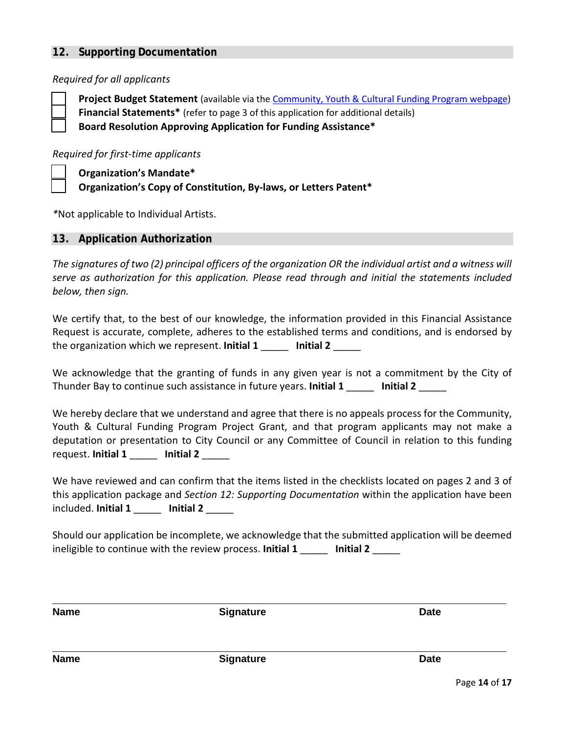## 12. Supporting Documentation

*Required for all applicants*

- [ ] **Project Budget Statement** (available via the [Community, Youth & Cultural Funding Program webpage]())
- [ ] **Financial Statements*** (refer to page 3 of this application for additional details)
- [ ] **Board Resolution Approving Application for Funding Assistance***

*Required for first-time applicants*

- [ ] **Organization's Mandate***
- [ ] **Organization's Copy of Constitution, By-laws, or Letters Patent***

*Not applicable to Individual Artists.

## 13. Application Authorization

*The signatures of two (2) principal officers of the organization OR the individual artist and a witness will serve as authorization for this application. Please read through and initial the statements included below, then sign.*

We certify that, to the best of our knowledge, the information provided in this Financial Assistance Request is accurate, complete, adheres to the established terms and conditions, and is endorsed by the organization which we represent. **Initial 1** _____ **Initial 2** _____

We acknowledge that the granting of funds in any given year is not a commitment by the City of Thunder Bay to continue such assistance in future years. **Initial 1** _____ **Initial 2** _____

We hereby declare that we understand and agree that there is no appeals process for the Community, Youth & Cultural Funding Program Project Grant, and that program applicants may not make a deputation or presentation to City Council or any Committee of Council in relation to this funding request. **Initial 1** _____ **Initial 2** _____

We have reviewed and can confirm that the items listed in the checklists located on pages 2 and 3 of this application package and *Section 12: Supporting Documentation* within the application have been included. **Initial 1** _____ **Initial 2** _____

Should our application be incomplete, we acknowledge that the submitted application will be deemed ineligible to continue with the review process. **Initial 1** _____ **Initial 2** _____

| **Name** | **Signature** | **Date** |
|---|---|---|
| | | |

| **Name** | **Signature** | **Date** |
|---|---|---|
| | | |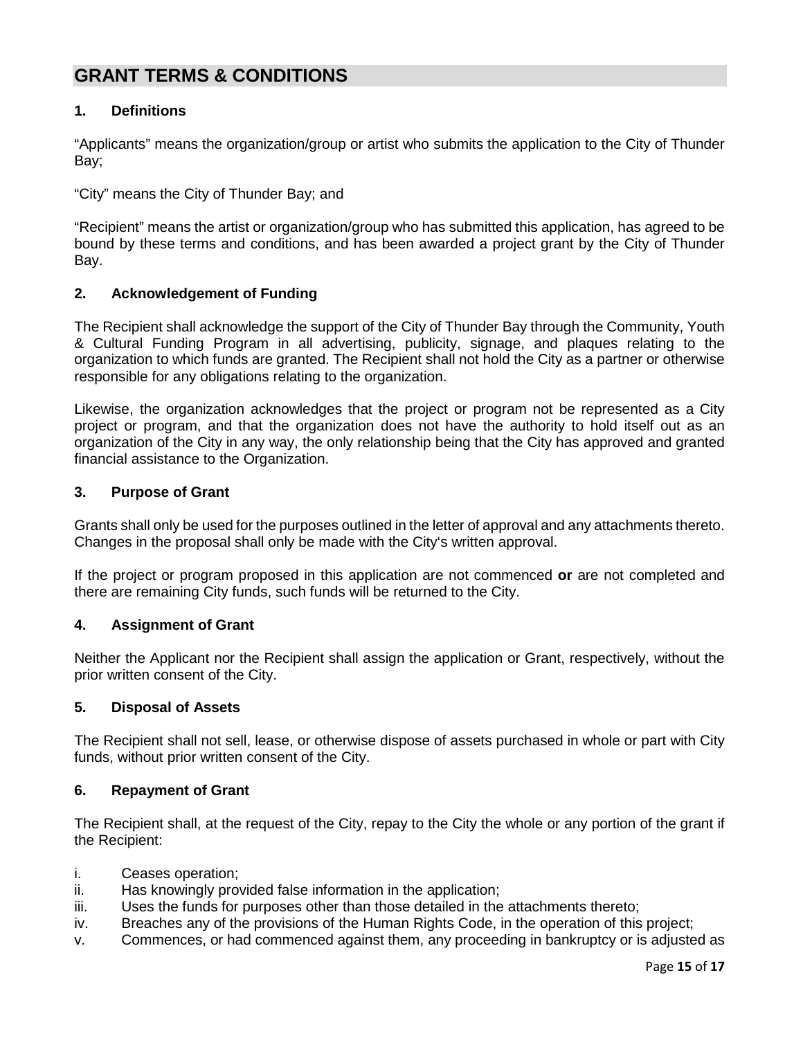## GRANT TERMS & CONDITIONS

### 1. Definitions

“Applicants” means the organization/group or artist who submits the application to the City of Thunder Bay;

“City” means the City of Thunder Bay; and

“Recipient” means the artist or organization/group who has submitted this application, has agreed to be bound by these terms and conditions, and has been awarded a project grant by the City of Thunder Bay.

### 2. Acknowledgement of Funding

The Recipient shall acknowledge the support of the City of Thunder Bay through the Community, Youth & Cultural Funding Program in all advertising, publicity, signage, and plaques relating to the organization to which funds are granted. The Recipient shall not hold the City as a partner or otherwise responsible for any obligations relating to the organization.

Likewise, the organization acknowledges that the project or program not be represented as a City project or program, and that the organization does not have the authority to hold itself out as an organization of the City in any way, the only relationship being that the City has approved and granted financial assistance to the Organization.

### 3. Purpose of Grant

Grants shall only be used for the purposes outlined in the letter of approval and any attachments thereto. Changes in the proposal shall only be made with the City‘s written approval.

If the project or program proposed in this application are not commenced **or** are not completed and there are remaining City funds, such funds will be returned to the City.

### 4. Assignment of Grant

Neither the Applicant nor the Recipient shall assign the application or Grant, respectively, without the prior written consent of the City.

### 5. Disposal of Assets

The Recipient shall not sell, lease, or otherwise dispose of assets purchased in whole or part with City funds, without prior written consent of the City.

### 6. Repayment of Grant

The Recipient shall, at the request of the City, repay to the City the whole or any portion of the grant if the Recipient:

i. Ceases operation;
ii. Has knowingly provided false information in the application;
iii. Uses the funds for purposes other than those detailed in the attachments thereto;
iv. Breaches any of the provisions of the Human Rights Code, in the operation of this project;
v. Commences, or had commenced against them, any proceeding in bankruptcy or is adjusted as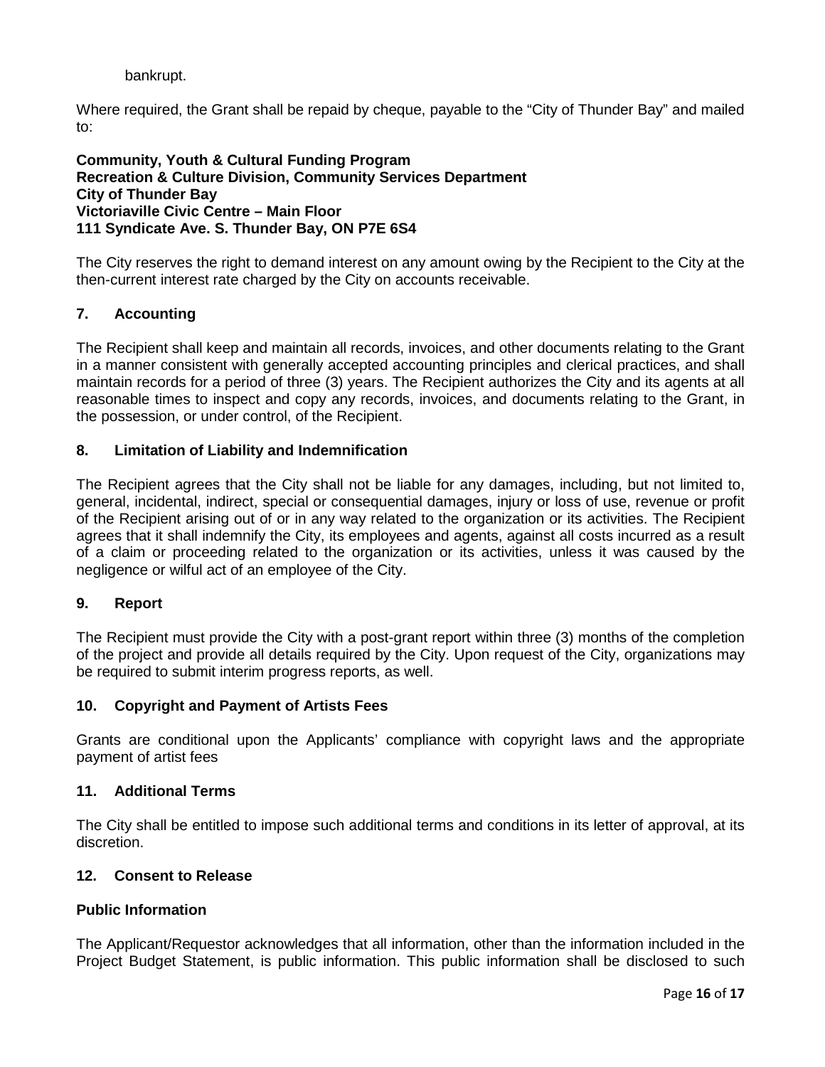bankrupt.

Where required, the Grant shall be repaid by cheque, payable to the "City of Thunder Bay" and mailed to:

**Community, Youth & Cultural Funding Program**
**Recreation & Culture Division, Community Services Department**
**City of Thunder Bay**
**Victoriaville Civic Centre – Main Floor**
**111 Syndicate Ave. S. Thunder Bay, ON P7E 6S4**

The City reserves the right to demand interest on any amount owing by the Recipient to the City at the then-current interest rate charged by the City on accounts receivable.

## 7. Accounting

The Recipient shall keep and maintain all records, invoices, and other documents relating to the Grant in a manner consistent with generally accepted accounting principles and clerical practices, and shall maintain records for a period of three (3) years. The Recipient authorizes the City and its agents at all reasonable times to inspect and copy any records, invoices, and documents relating to the Grant, in the possession, or under control, of the Recipient.

## 8. Limitation of Liability and Indemnification

The Recipient agrees that the City shall not be liable for any damages, including, but not limited to, general, incidental, indirect, special or consequential damages, injury or loss of use, revenue or profit of the Recipient arising out of or in any way related to the organization or its activities. The Recipient agrees that it shall indemnify the City, its employees and agents, against all costs incurred as a result of a claim or proceeding related to the organization or its activities, unless it was caused by the negligence or wilful act of an employee of the City.

## 9. Report

The Recipient must provide the City with a post-grant report within three (3) months of the completion of the project and provide all details required by the City. Upon request of the City, organizations may be required to submit interim progress reports, as well.

## 10. Copyright and Payment of Artists Fees

Grants are conditional upon the Applicants' compliance with copyright laws and the appropriate payment of artist fees

## 11. Additional Terms

The City shall be entitled to impose such additional terms and conditions in its letter of approval, at its discretion.

## 12. Consent to Release

### Public Information

The Applicant/Requestor acknowledges that all information, other than the information included in the Project Budget Statement, is public information. This public information shall be disclosed to such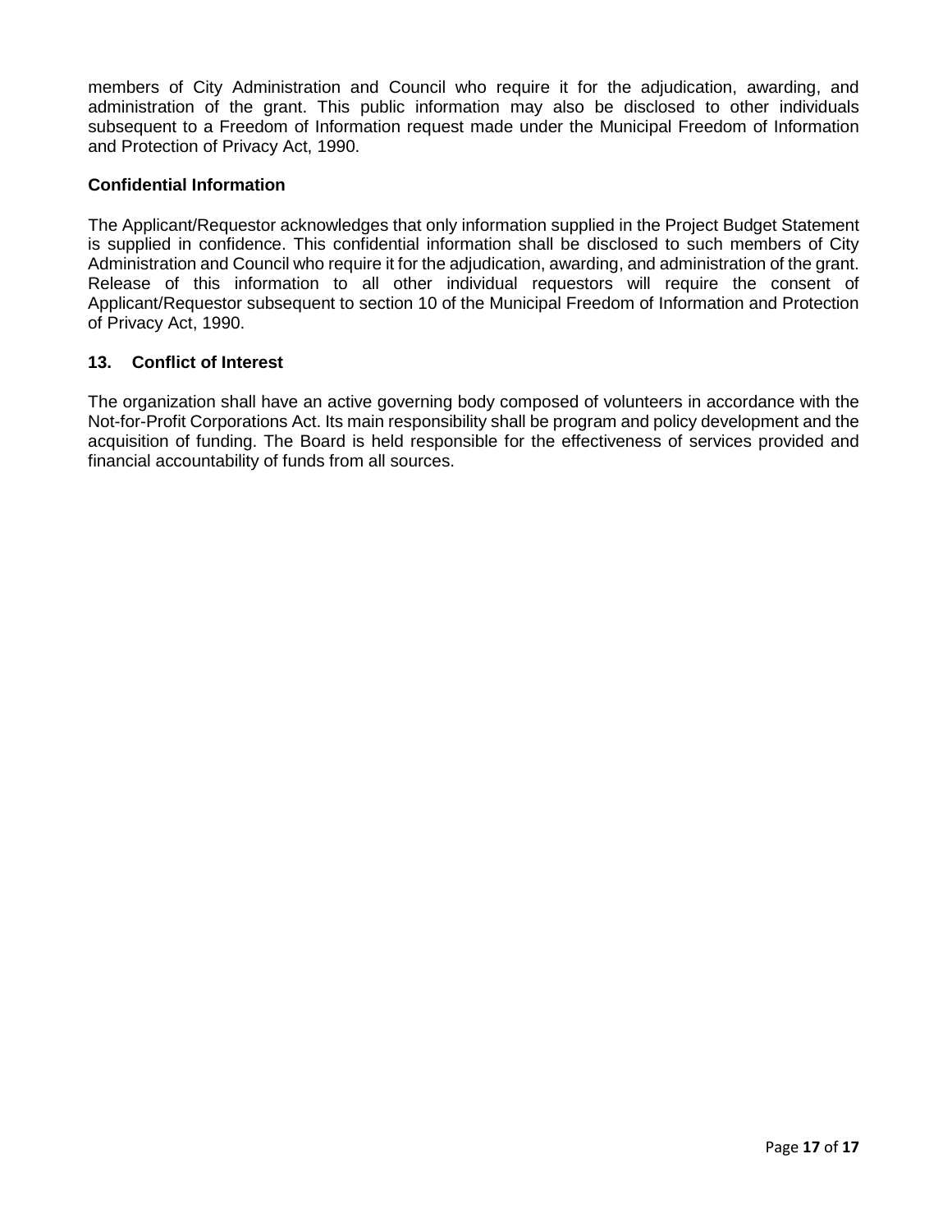members of City Administration and Council who require it for the adjudication, awarding, and administration of the grant. This public information may also be disclosed to other individuals subsequent to a Freedom of Information request made under the Municipal Freedom of Information and Protection of Privacy Act, 1990.

**Confidential Information**

The Applicant/Requestor acknowledges that only information supplied in the Project Budget Statement is supplied in confidence. This confidential information shall be disclosed to such members of City Administration and Council who require it for the adjudication, awarding, and administration of the grant. Release of this information to all other individual requestors will require the consent of Applicant/Requestor subsequent to section 10 of the Municipal Freedom of Information and Protection of Privacy Act, 1990.

## 13. Conflict of Interest

The organization shall have an active governing body composed of volunteers in accordance with the Not-for-Profit Corporations Act. Its main responsibility shall be program and policy development and the acquisition of funding. The Board is held responsible for the effectiveness of services provided and financial accountability of funds from all sources.